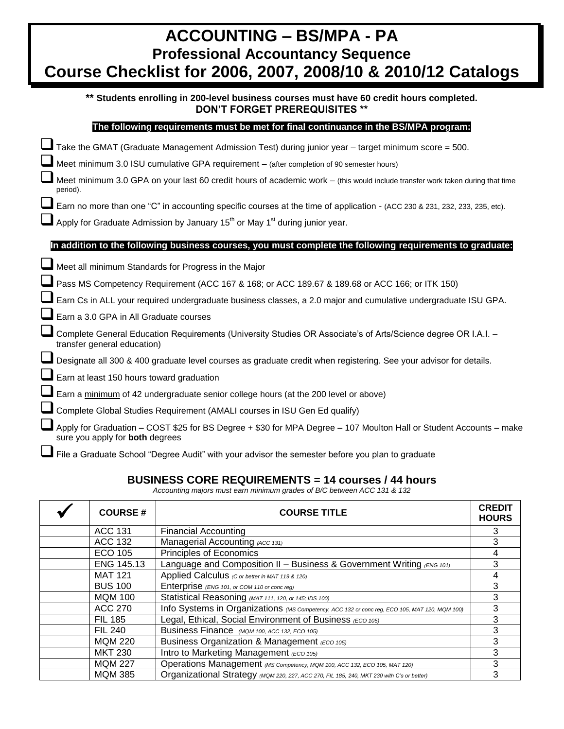# ACCOUNTING – BS/MPA - PA
## Professional Accountancy Sequence
## Course Checklist for 2006, 2007, 2008/10 & 2010/12 Catalogs

**\*\* Students enrolling in 200-level business courses must have 60 credit hours completed. DON'T FORGET PREREQUISITES \*\***

**The following requirements must be met for final continuance in the BS/MPA program:**

- ☐ Take the GMAT (Graduate Management Admission Test) during junior year – target minimum score = 500.
- ☐ Meet minimum 3.0 ISU cumulative GPA requirement – (after completion of 90 semester hours)
- ☐ Meet minimum 3.0 GPA on your last 60 credit hours of academic work – (this would include transfer work taken during that time period).
- ☐ Earn no more than one "C" in accounting specific courses at the time of application - (ACC 230 & 231, 232, 233, 235, etc).
- ☐ Apply for Graduate Admission by January 15th or May 1st during junior year.

**In addition to the following business courses, you must complete the following requirements to graduate:**

- ☐ Meet all minimum Standards for Progress in the Major
- ☐ Pass MS Competency Requirement (ACC 167 & 168; or ACC 189.67 & 189.68 or ACC 166; or ITK 150)
- ☐ Earn Cs in ALL your required undergraduate business classes, a 2.0 major and cumulative undergraduate ISU GPA.
- ☐ Earn a 3.0 GPA in All Graduate courses
- ☐ Complete General Education Requirements (University Studies OR Associate's of Arts/Science degree OR I.A.I. – transfer general education)
- ☐ Designate all 300 & 400 graduate level courses as graduate credit when registering. See your advisor for details.
- ☐ Earn at least 150 hours toward graduation
- ☐ Earn a minimum of 42 undergraduate senior college hours (at the 200 level or above)
- ☐ Complete Global Studies Requirement (AMALI courses in ISU Gen Ed qualify)
- ☐ Apply for Graduation – COST $25 for BS Degree + $30 for MPA Degree – 107 Moulton Hall or Student Accounts – make sure you apply for **both** degrees
- ☐ File a Graduate School "Degree Audit" with your advisor the semester before you plan to graduate

## BUSINESS CORE REQUIREMENTS = 14 courses / 44 hours

*Accounting majors must earn minimum grades of B/C between ACC 131 & 132*

| ✓ | COURSE # | COURSE TITLE | CREDIT HOURS |
|---|---|---|---|
| | ACC 131 | Financial Accounting | 3 |
| | ACC 132 | Managerial Accounting *(ACC 131)* | 3 |
| | ECO 105 | Principles of Economics | 4 |
| | ENG 145.13 | Language and Composition II – Business & Government Writing *(ENG 101)* | 3 |
| | MAT 121 | Applied Calculus *(C or better in MAT 119 & 120)* | 4 |
| | BUS 100 | Enterprise *(ENG 101, or COM 110 or conc reg)* | 3 |
| | MQM 100 | Statistical Reasoning *(MAT 111, 120, or 145; IDS 100)* | 3 |
| | ACC 270 | Info Systems in Organizations *(MS Competency, ACC 132 or conc reg, ECO 105, MAT 120, MQM 100)* | 3 |
| | FIL 185 | Legal, Ethical, Social Environment of Business *(ECO 105)* | 3 |
| | FIL 240 | Business Finance *(MQM 100, ACC 132, ECO 105)* | 3 |
| | MQM 220 | Business Organization & Management *(ECO 105)* | 3 |
| | MKT 230 | Intro to Marketing Management *(ECO 105)* | 3 |
| | MQM 227 | Operations Management *(MS Competency, MQM 100, ACC 132, ECO 105, MAT 120)* | 3 |
| | MQM 385 | Organizational Strategy *(MQM 220, 227, ACC 270, FIL 185, 240, MKT 230 with C's or better)* | 3 |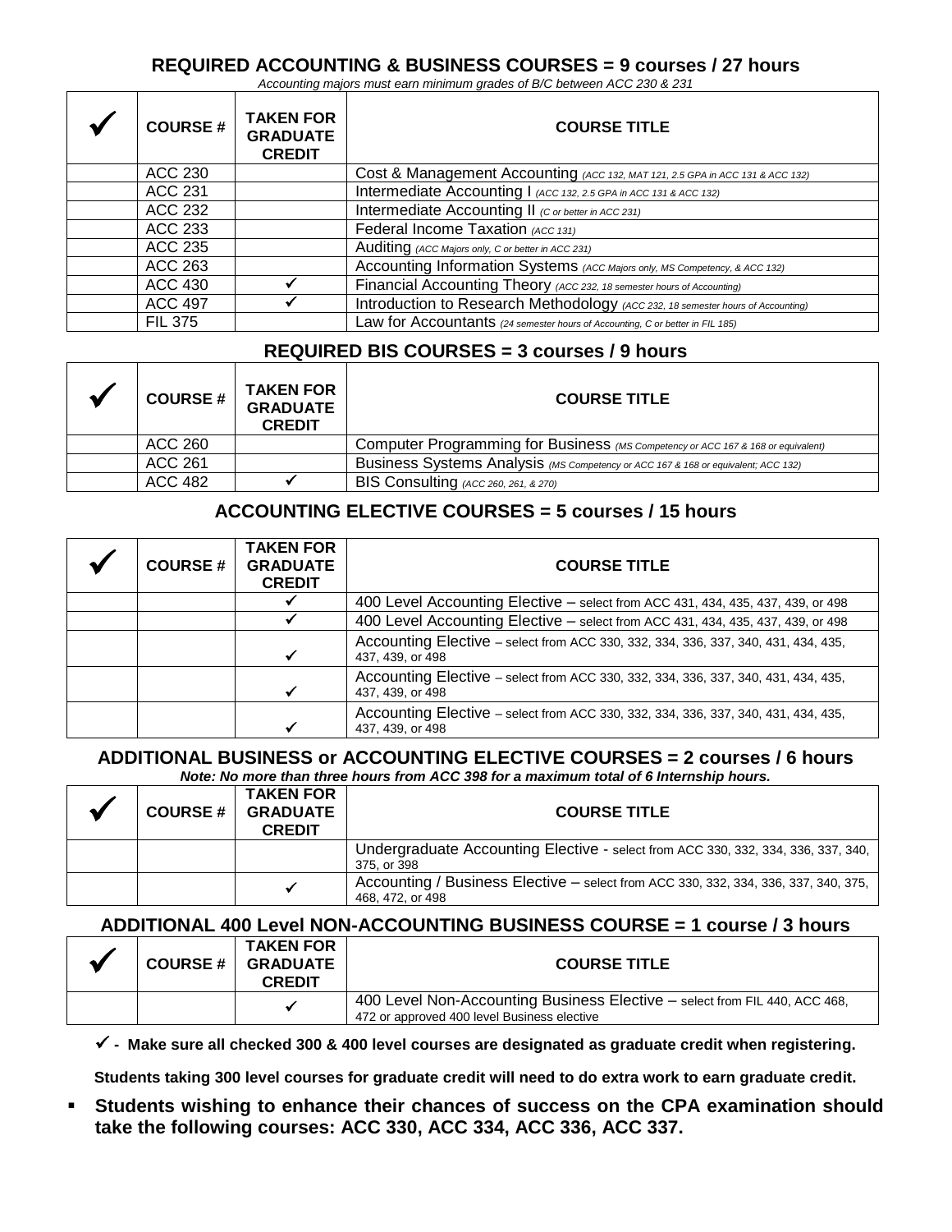## REQUIRED ACCOUNTING & BUSINESS COURSES = 9 courses / 27 hours

*Accounting majors must earn minimum grades of B/C between ACC 230 & 231*

| ✔ | COURSE # | TAKEN FOR GRADUATE CREDIT | COURSE TITLE |
|---|---|---|---|
| | ACC 230 | | Cost & Management Accounting *(ACC 132, MAT 121, 2.5 GPA in ACC 131 & ACC 132)* |
| | ACC 231 | | Intermediate Accounting I *(ACC 132, 2.5 GPA in ACC 131 & ACC 132)* |
| | ACC 232 | | Intermediate Accounting II *(C or better in ACC 231)* |
| | ACC 233 | | Federal Income Taxation *(ACC 131)* |
| | ACC 235 | | Auditing *(ACC Majors only, C or better in ACC 231)* |
| | ACC 263 | | Accounting Information Systems *(ACC Majors only, MS Competency, & ACC 132)* |
| | ACC 430 | ✓ | Financial Accounting Theory *(ACC 232, 18 semester hours of Accounting)* |
| | ACC 497 | ✓ | Introduction to Research Methodology *(ACC 232, 18 semester hours of Accounting)* |
| | FIL 375 | | Law for Accountants *(24 semester hours of Accounting, C or better in FIL 185)* |

## REQUIRED BIS COURSES = 3 courses / 9 hours

| ✔ | COURSE # | TAKEN FOR GRADUATE CREDIT | COURSE TITLE |
|---|---|---|---|
| | ACC 260 | | Computer Programming for Business *(MS Competency or ACC 167 & 168 or equivalent)* |
| | ACC 261 | | Business Systems Analysis *(MS Competency or ACC 167 & 168 or equivalent; ACC 132)* |
| | ACC 482 | ✓ | BIS Consulting *(ACC 260, 261, & 270)* |

## ACCOUNTING ELECTIVE COURSES = 5 courses / 15 hours

| ✔ | COURSE # | TAKEN FOR GRADUATE CREDIT | COURSE TITLE |
|---|---|---|---|
| | | ✓ | 400 Level Accounting Elective – select from ACC 431, 434, 435, 437, 439, or 498 |
| | | ✓ | 400 Level Accounting Elective – select from ACC 431, 434, 435, 437, 439, or 498 |
| | | ✓ | Accounting Elective – select from ACC 330, 332, 334, 336, 337, 340, 431, 434, 435, 437, 439, or 498 |
| | | ✓ | Accounting Elective – select from ACC 330, 332, 334, 336, 337, 340, 431, 434, 435, 437, 439, or 498 |
| | | ✓ | Accounting Elective – select from ACC 330, 332, 334, 336, 337, 340, 431, 434, 435, 437, 439, or 498 |

## ADDITIONAL BUSINESS or ACCOUNTING ELECTIVE COURSES = 2 courses / 6 hours

***Note: No more than three hours from ACC 398 for a maximum total of 6 Internship hours.***

| ✔ | COURSE # | TAKEN FOR GRADUATE CREDIT | COURSE TITLE |
|---|---|---|---|
| | | | Undergraduate Accounting Elective - select from ACC 330, 332, 334, 336, 337, 340, 375, or 398 |
| | | ✓ | Accounting / Business Elective – select from ACC 330, 332, 334, 336, 337, 340, 375, 468, 472, or 498 |

## ADDITIONAL 400 Level NON-ACCOUNTING BUSINESS COURSE = 1 course / 3 hours

| ✔ | COURSE # | TAKEN FOR GRADUATE CREDIT | COURSE TITLE |
|---|---|---|---|
| | | ✓ | 400 Level Non-Accounting Business Elective – select from FIL 440, ACC 468, 472 or approved 400 level Business elective |

**✓ - Make sure all checked 300 & 400 level courses are designated as graduate credit when registering.**

**Students taking 300 level courses for graduate credit will need to do extra work to earn graduate credit.**

- **Students wishing to enhance their chances of success on the CPA examination should take the following courses: ACC 330, ACC 334, ACC 336, ACC 337.**